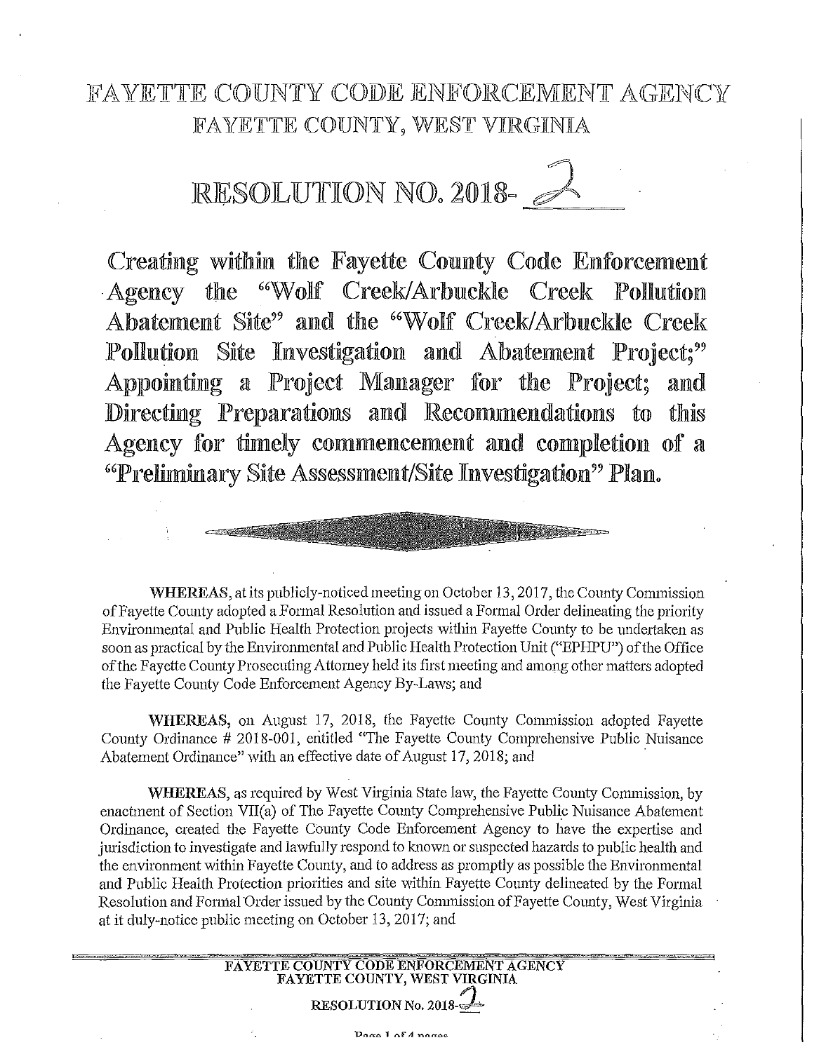# FAYETTE COUNTY CODE ENFORCEMENT AGENCY
## FAYETTE COUNTY, WEST VIRGINIA

# RESOLUTION NO. 2018- 2

**Creating within the Fayette County Code Enforcement Agency the "Wolf Creek/Arbuckle Creek Pollution Abatement Site" and the "Wolf Creek/Arbuckle Creek Pollution Site Investigation and Abatement Project;" Appointing a Project Manager for the Project; and Directing Preparations and Recommendations to this Agency for timely commencement and completion of a "Preliminary Site Assessment/Site Investigation" Plan.**

**WHEREAS,** at its publicly-noticed meeting on October 13, 2017, the County Commission of Fayette County adopted a Formal Resolution and issued a Formal Order delineating the priority Environmental and Public Health Protection projects within Fayette County to be undertaken as soon as practical by the Environmental and Public Health Protection Unit ("EPHPU") of the Office of the Fayette County Prosecuting Attorney held its first meeting and among other matters adopted the Fayette County Code Enforcement Agency By-Laws; and

**WHEREAS,** on August 17, 2018, the Fayette County Commission adopted Fayette County Ordinance # 2018-001, entitled "The Fayette County Comprehensive Public Nuisance Abatement Ordinance" with an effective date of August 17, 2018; and

**WHEREAS,** as required by West Virginia State law, the Fayette County Commission, by enactment of Section VII(a) of The Fayette County Comprehensive Public Nuisance Abatement Ordinance, created the Fayette County Code Enforcement Agency to have the expertise and jurisdiction to investigate and lawfully respond to known or suspected hazards to public health and the environment within Fayette County, and to address as promptly as possible the Environmental and Public Health Protection priorities and site within Fayette County delineated by the Formal Resolution and Formal Order issued by the County Commission of Fayette County, West Virginia at it duly-notice public meeting on October 13, 2017; and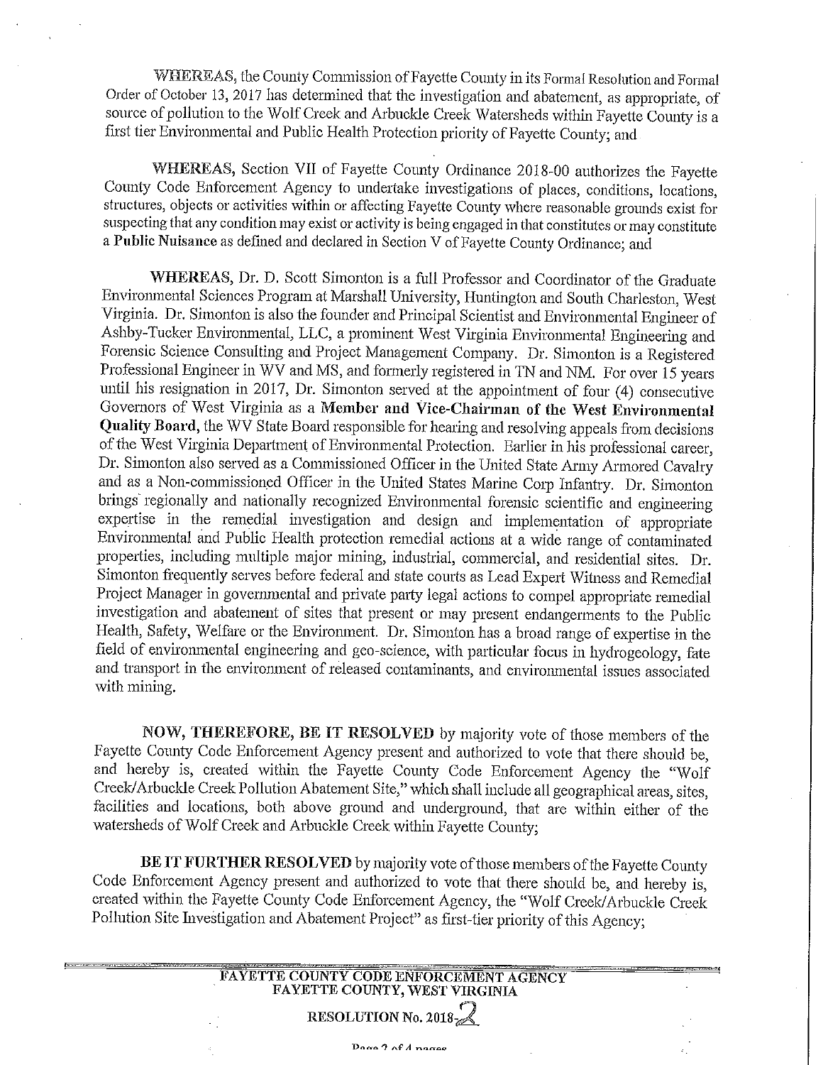WHEREAS, the County Commission of Fayette County in its Formal Resolution and Formal Order of October 13, 2017 has determined that the investigation and abatement, as appropriate, of source of pollution to the Wolf Creek and Arbuckle Creek Watersheds within Fayette County is a first tier Environmental and Public Health Protection priority of Fayette County; and

WHEREAS, Section VII of Fayette County Ordinance 2018-00 authorizes the Fayette County Code Enforcement Agency to undertake investigations of places, conditions, locations, structures, objects or activities within or affecting Fayette County where reasonable grounds exist for suspecting that any condition may exist or activity is being engaged in that constitutes or may constitute a **Public Nuisance** as defined and declared in Section V of Fayette County Ordinance; and

**WHEREAS**, Dr. D. Scott Simonton is a full Professor and Coordinator of the Graduate Environmental Sciences Program at Marshall University, Huntington and South Charleston, West Virginia. Dr. Simonton is also the founder and Principal Scientist and Environmental Engineer of Ashby-Tucker Environmental, LLC, a prominent West Virginia Environmental Engineering and Forensic Science Consulting and Project Management Company. Dr. Simonton is a Registered Professional Engineer in WV and MS, and formerly registered in TN and NM. For over 15 years until his resignation in 2017, Dr. Simonton served at the appointment of four (4) consecutive Governors of West Virginia as a **Member and Vice-Chairman of the West Environmental Quality Board**, the WV State Board responsible for hearing and resolving appeals from decisions of the West Virginia Department of Environmental Protection. Earlier in his professional career, Dr. Simonton also served as a Commissioned Officer in the United State Army Armored Cavalry and as a Non-commissioned Officer in the United States Marine Corp Infantry. Dr. Simonton brings regionally and nationally recognized Environmental forensic scientific and engineering expertise in the remedial investigation and design and implementation of appropriate Environmental and Public Health protection remedial actions at a wide range of contaminated properties, including multiple major mining, industrial, commercial, and residential sites. Dr. Simonton frequently serves before federal and state courts as Lead Expert Witness and Remedial Project Manager in governmental and private party legal actions to compel appropriate remedial investigation and abatement of sites that present or may present endangerments to the Public Health, Safety, Welfare or the Environment. Dr. Simonton has a broad range of expertise in the field of environmental engineering and geo-science, with particular focus in hydrogeology, fate and transport in the environment of released contaminants, and environmental issues associated with mining.

**NOW, THEREFORE, BE IT RESOLVED** by majority vote of those members of the Fayette County Code Enforcement Agency present and authorized to vote that there should be, and hereby is, created within the Fayette County Code Enforcement Agency the "Wolf Creek/Arbuckle Creek Pollution Abatement Site," which shall include all geographical areas, sites, facilities and locations, both above ground and underground, that are within either of the watersheds of Wolf Creek and Arbuckle Creek within Fayette County;

**BE IT FURTHER RESOLVED** by majority vote of those members of the Fayette County Code Enforcement Agency present and authorized to vote that there should be, and hereby is, created within the Fayette County Code Enforcement Agency, the "Wolf Creek/Arbuckle Creek Pollution Site Investigation and Abatement Project" as first-tier priority of this Agency;

FAYETTE COUNTY CODE ENFORCEMENT AGENCY
FAYETTE COUNTY, WEST VIRGINIA

RESOLUTION No. 2018-2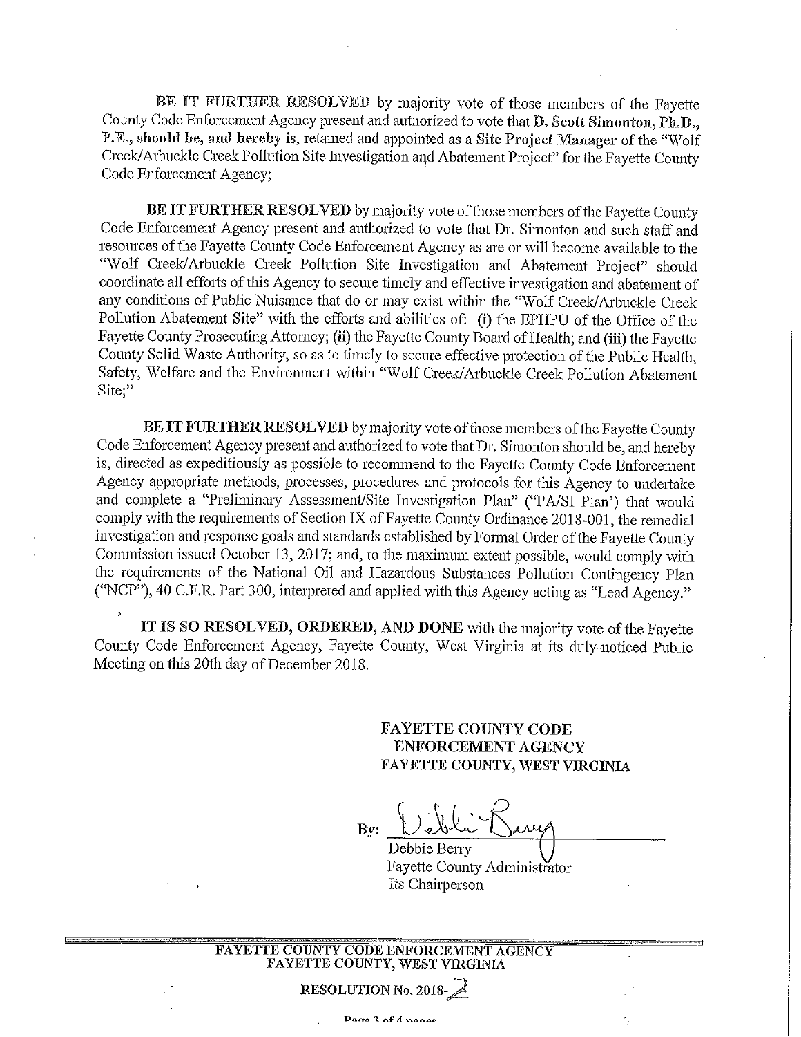**BE IT FURTHER RESOLVED** by majority vote of those members of the Fayette County Code Enforcement Agency present and authorized to vote that **D. Scott Simonton, Ph.D., P.E., should be, and hereby is**, retained and appointed as a **Site Project Manager** of the "Wolf Creek/Arbuckle Creek Pollution Site Investigation and Abatement Project" for the Fayette County Code Enforcement Agency;

**BE IT FURTHER RESOLVED** by majority vote of those members of the Fayette County Code Enforcement Agency present and authorized to vote that Dr. Simonton and such staff and resources of the Fayette County Code Enforcement Agency as are or will become available to the "Wolf Creek/Arbuckle Creek Pollution Site Investigation and Abatement Project" should coordinate all efforts of this Agency to secure timely and effective investigation and abatement of any conditions of Public Nuisance that do or may exist within the "Wolf Creek/Arbuckle Creek Pollution Abatement Site" with the efforts and abilities of: **(i)** the EPHPU of the Office of the Fayette County Prosecuting Attorney; **(ii)** the Fayette County Board of Health; and **(iii)** the Fayette County Solid Waste Authority, so as to timely to secure effective protection of the Public Health, Safety, Welfare and the Environment within "Wolf Creek/Arbuckle Creek Pollution Abatement Site;"

**BE IT FURTHER RESOLVED** by majority vote of those members of the Fayette County Code Enforcement Agency present and authorized to vote that Dr. Simonton should be, and hereby is, directed as expeditiously as possible to recommend to the Fayette County Code Enforcement Agency appropriate methods, processes, procedures and protocols for this Agency to undertake and complete a "Preliminary Assessment/Site Investigation Plan" ("PA/SI Plan') that would comply with the requirements of Section IX of Fayette County Ordinance 2018-001, the remedial investigation and response goals and standards established by Formal Order of the Fayette County Commission issued October 13, 2017; and, to the maximum extent possible, would comply with the requirements of the National Oil and Hazardous Substances Pollution Contingency Plan ("NCP"), 40 C.F.R. Part 300, interpreted and applied with this Agency acting as "Lead Agency."

**IT IS SO RESOLVED, ORDERED, AND DONE** with the majority vote of the Fayette County Code Enforcement Agency, Fayette County, West Virginia at its duly-noticed Public Meeting on this 20th day of December 2018.

**FAYETTE COUNTY CODE ENFORCEMENT AGENCY**
**FAYETTE COUNTY, WEST VIRGINIA**

By: *[signature]*
Debbie Berry
Fayette County Administrator
Its Chairperson

**FAYETTE COUNTY CODE ENFORCEMENT AGENCY**
**FAYETTE COUNTY, WEST VIRGINIA**

**RESOLUTION No. 2018-2**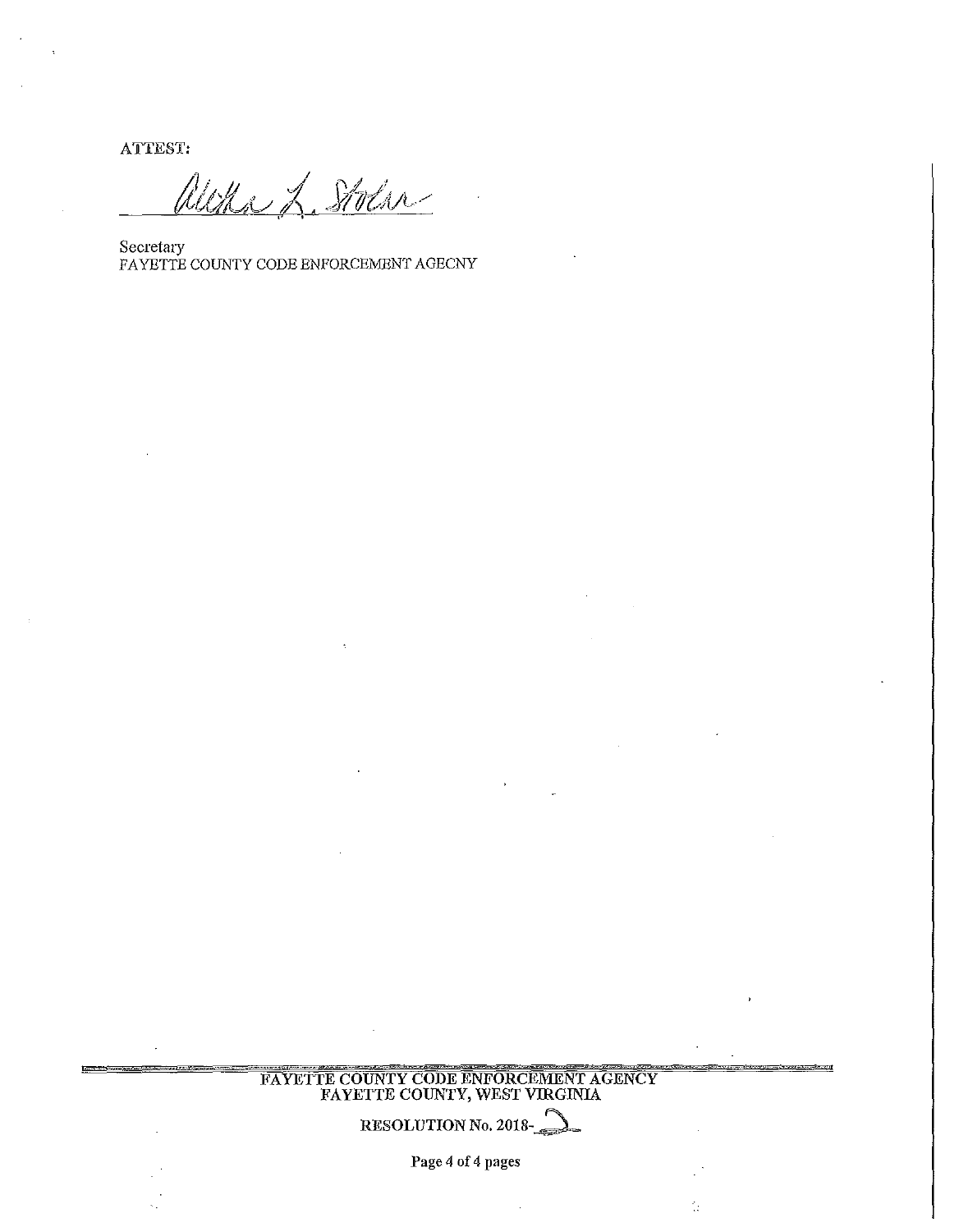ATTEST:

Aletha L. Stolar

Secretary
FAYETTE COUNTY CODE ENFORCEMENT AGECNY

FAYETTE COUNTY CODE ENFORCEMENT AGENCY
FAYETTE COUNTY, WEST VIRGINIA

RESOLUTION No. 2018-2